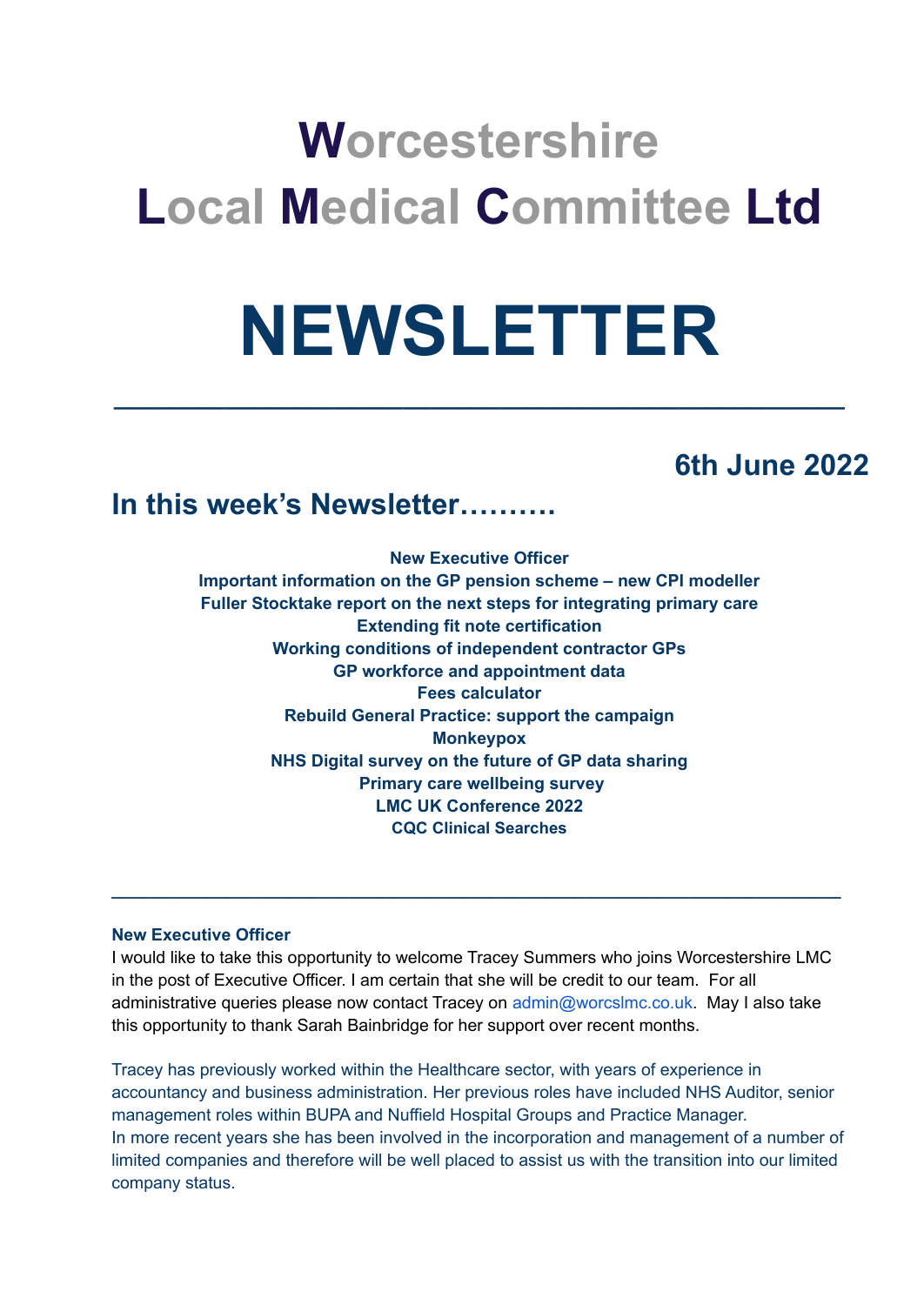# Worcestershire Local Medical Committee Ltd

# NEWSLETTER

---

## 6th June 2022

## In this week's Newsletter……….

**New Executive Officer**
**Important information on the GP pension scheme – new CPI modeller**
**Fuller Stocktake report on the next steps for integrating primary care**
**Extending fit note certification**
**Working conditions of independent contractor GPs**
**GP workforce and appointment data**
**Fees calculator**
**Rebuild General Practice: support the campaign**
**Monkeypox**
**NHS Digital survey on the future of GP data sharing**
**Primary care wellbeing survey**
**LMC UK Conference 2022**
**CQC Clinical Searches**

---

**New Executive Officer**

I would like to take this opportunity to welcome Tracey Summers who joins Worcestershire LMC in the post of Executive Officer. I am certain that she will be credit to our team. For all administrative queries please now contact Tracey on admin@worcslmc.co.uk. May I also take this opportunity to thank Sarah Bainbridge for her support over recent months.

Tracey has previously worked within the Healthcare sector, with years of experience in accountancy and business administration. Her previous roles have included NHS Auditor, senior management roles within BUPA and Nuffield Hospital Groups and Practice Manager. In more recent years she has been involved in the incorporation and management of a number of limited companies and therefore will be well placed to assist us with the transition into our limited company status.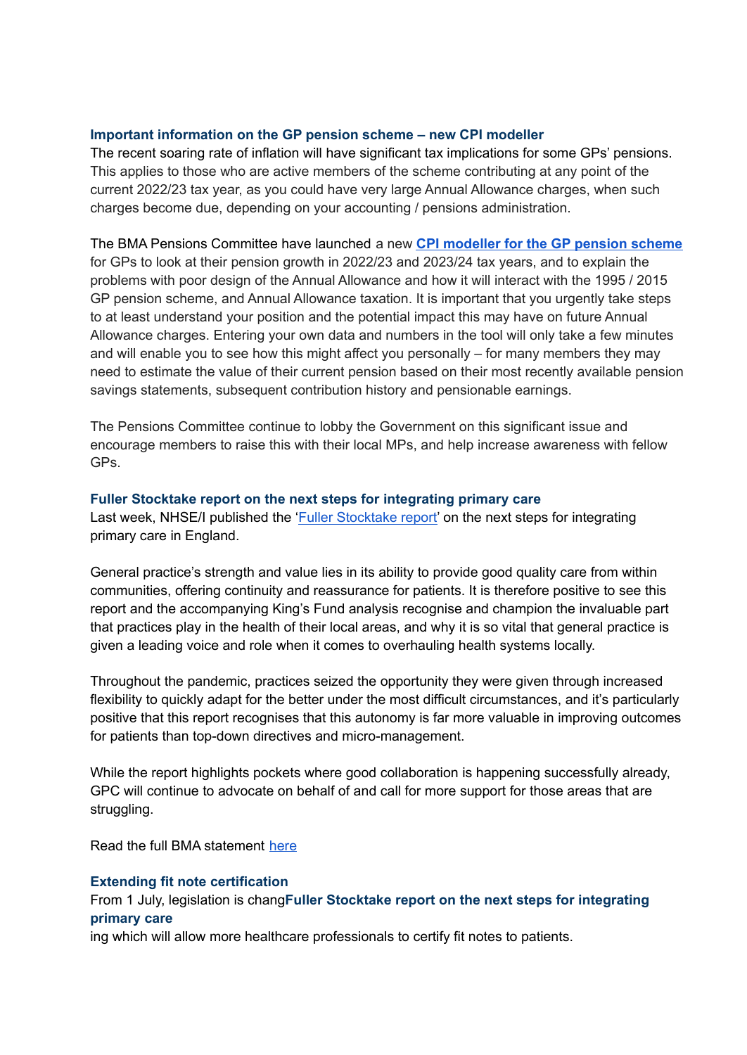### Important information on the GP pension scheme – new CPI modeller

The recent soaring rate of inflation will have significant tax implications for some GPs' pensions. This applies to those who are active members of the scheme contributing at any point of the current 2022/23 tax year, as you could have very large Annual Allowance charges, when such charges become due, depending on your accounting / pensions administration.

The BMA Pensions Committee have launched a new **CPI modeller for the GP pension scheme** for GPs to look at their pension growth in 2022/23 and 2023/24 tax years, and to explain the problems with poor design of the Annual Allowance and how it will interact with the 1995 / 2015 GP pension scheme, and Annual Allowance taxation. It is important that you urgently take steps to at least understand your position and the potential impact this may have on future Annual Allowance charges. Entering your own data and numbers in the tool will only take a few minutes and will enable you to see how this might affect you personally – for many members they may need to estimate the value of their current pension based on their most recently available pension savings statements, subsequent contribution history and pensionable earnings.

The Pensions Committee continue to lobby the Government on this significant issue and encourage members to raise this with their local MPs, and help increase awareness with fellow GPs.

### Fuller Stocktake report on the next steps for integrating primary care

Last week, NHSE/I published the 'Fuller Stocktake report' on the next steps for integrating primary care in England.

General practice's strength and value lies in its ability to provide good quality care from within communities, offering continuity and reassurance for patients. It is therefore positive to see this report and the accompanying King's Fund analysis recognise and champion the invaluable part that practices play in the health of their local areas, and why it is so vital that general practice is given a leading voice and role when it comes to overhauling health systems locally.

Throughout the pandemic, practices seized the opportunity they were given through increased flexibility to quickly adapt for the better under the most difficult circumstances, and it's particularly positive that this report recognises that this autonomy is far more valuable in improving outcomes for patients than top-down directives and micro-management.

While the report highlights pockets where good collaboration is happening successfully already, GPC will continue to advocate on behalf of and call for more support for those areas that are struggling.

Read the full BMA statement here

### Extending fit note certification

From 1 July, legislation is chang**Fuller Stocktake report on the next steps for integrating primary care**
ing which will allow more healthcare professionals to certify fit notes to patients.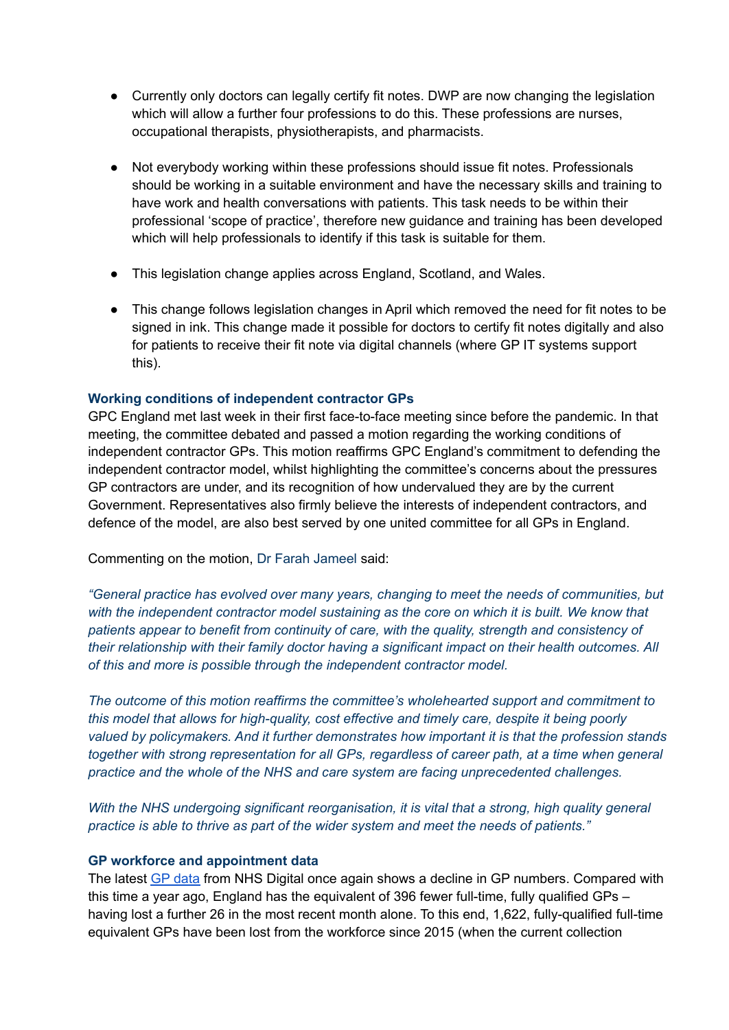- Currently only doctors can legally certify fit notes. DWP are now changing the legislation which will allow a further four professions to do this. These professions are nurses, occupational therapists, physiotherapists, and pharmacists.

- Not everybody working within these professions should issue fit notes. Professionals should be working in a suitable environment and have the necessary skills and training to have work and health conversations with patients. This task needs to be within their professional 'scope of practice', therefore new guidance and training has been developed which will help professionals to identify if this task is suitable for them.

- This legislation change applies across England, Scotland, and Wales.

- This change follows legislation changes in April which removed the need for fit notes to be signed in ink. This change made it possible for doctors to certify fit notes digitally and also for patients to receive their fit note via digital channels (where GP IT systems support this).

### Working conditions of independent contractor GPs

GPC England met last week in their first face-to-face meeting since before the pandemic. In that meeting, the committee debated and passed a motion regarding the working conditions of independent contractor GPs. This motion reaffirms GPC England's commitment to defending the independent contractor model, whilst highlighting the committee's concerns about the pressures GP contractors are under, and its recognition of how undervalued they are by the current Government. Representatives also firmly believe the interests of independent contractors, and defence of the model, are also best served by one united committee for all GPs in England.

Commenting on the motion, Dr Farah Jameel said:

*"General practice has evolved over many years, changing to meet the needs of communities, but with the independent contractor model sustaining as the core on which it is built. We know that patients appear to benefit from continuity of care, with the quality, strength and consistency of their relationship with their family doctor having a significant impact on their health outcomes. All of this and more is possible through the independent contractor model.*

*The outcome of this motion reaffirms the committee's wholehearted support and commitment to this model that allows for high-quality, cost effective and timely care, despite it being poorly valued by policymakers. And it further demonstrates how important it is that the profession stands together with strong representation for all GPs, regardless of career path, at a time when general practice and the whole of the NHS and care system are facing unprecedented challenges.*

*With the NHS undergoing significant reorganisation, it is vital that a strong, high quality general practice is able to thrive as part of the wider system and meet the needs of patients."*

### GP workforce and appointment data

The latest GP data from NHS Digital once again shows a decline in GP numbers. Compared with this time a year ago, England has the equivalent of 396 fewer full-time, fully qualified GPs – having lost a further 26 in the most recent month alone. To this end, 1,622, fully-qualified full-time equivalent GPs have been lost from the workforce since 2015 (when the current collection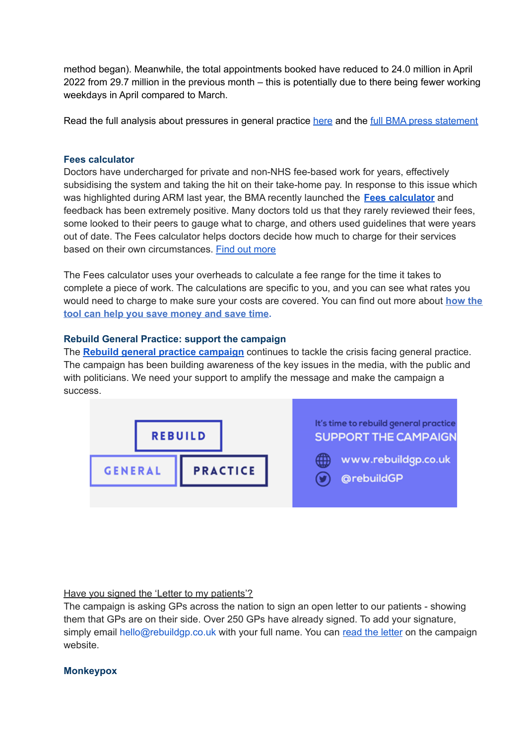method began). Meanwhile, the total appointments booked have reduced to 24.0 million in April 2022 from 29.7 million in the previous month – this is potentially due to there being fewer working weekdays in April compared to March.

Read the full analysis about pressures in general practice here and the full BMA press statement

### Fees calculator

Doctors have undercharged for private and non-NHS fee-based work for years, effectively subsidising the system and taking the hit on their take-home pay. In response to this issue which was highlighted during ARM last year, the BMA recently launched the **Fees calculator** and feedback has been extremely positive. Many doctors told us that they rarely reviewed their fees, some looked to their peers to gauge what to charge, and others used guidelines that were years out of date. The Fees calculator helps doctors decide how much to charge for their services based on their own circumstances. Find out more

The Fees calculator uses your overheads to calculate a fee range for the time it takes to complete a piece of work. The calculations are specific to you, and you can see what rates you would need to charge to make sure your costs are covered. You can find out more about **how the tool can help you save money and save time**.

### Rebuild General Practice: support the campaign

The **Rebuild general practice campaign** continues to tackle the crisis facing general practice. The campaign has been building awareness of the key issues in the media, with the public and with politicians. We need your support to amplify the message and make the campaign a success.

REBUILD GENERAL PRACTICE

It's time to rebuild general practice
SUPPORT THE CAMPAIGN
www.rebuildgp.co.uk
@rebuildGP

Have you signed the 'Letter to my patients'?

The campaign is asking GPs across the nation to sign an open letter to our patients - showing them that GPs are on their side. Over 250 GPs have already signed. To add your signature, simply email hello@rebuildgp.co.uk with your full name. You can read the letter on the campaign website.

### Monkeypox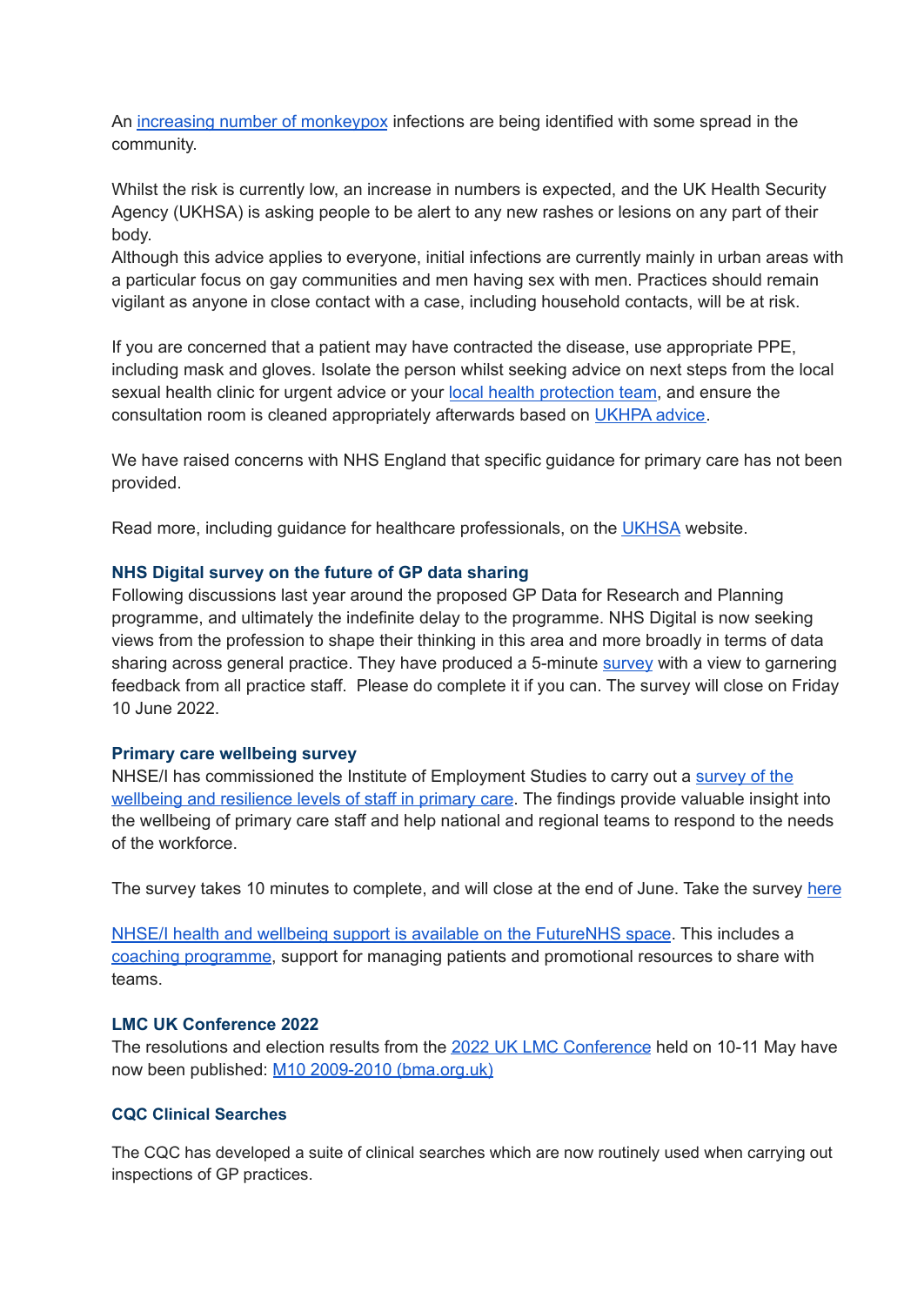An increasing number of monkeypox infections are being identified with some spread in the community.

Whilst the risk is currently low, an increase in numbers is expected, and the UK Health Security Agency (UKHSA) is asking people to be alert to any new rashes or lesions on any part of their body.
Although this advice applies to everyone, initial infections are currently mainly in urban areas with a particular focus on gay communities and men having sex with men. Practices should remain vigilant as anyone in close contact with a case, including household contacts, will be at risk.

If you are concerned that a patient may have contracted the disease, use appropriate PPE, including mask and gloves. Isolate the person whilst seeking advice on next steps from the local sexual health clinic for urgent advice or your local health protection team, and ensure the consultation room is cleaned appropriately afterwards based on UKHPA advice.

We have raised concerns with NHS England that specific guidance for primary care has not been provided.

Read more, including guidance for healthcare professionals, on the UKHSA website.

### NHS Digital survey on the future of GP data sharing

Following discussions last year around the proposed GP Data for Research and Planning programme, and ultimately the indefinite delay to the programme. NHS Digital is now seeking views from the profession to shape their thinking in this area and more broadly in terms of data sharing across general practice. They have produced a 5-minute survey with a view to garnering feedback from all practice staff. Please do complete it if you can. The survey will close on Friday 10 June 2022.

### Primary care wellbeing survey

NHSE/I has commissioned the Institute of Employment Studies to carry out a survey of the wellbeing and resilience levels of staff in primary care. The findings provide valuable insight into the wellbeing of primary care staff and help national and regional teams to respond to the needs of the workforce.

The survey takes 10 minutes to complete, and will close at the end of June. Take the survey here

NHSE/I health and wellbeing support is available on the FutureNHS space. This includes a coaching programme, support for managing patients and promotional resources to share with teams.

### LMC UK Conference 2022

The resolutions and election results from the 2022 UK LMC Conference held on 10-11 May have now been published: M10 2009-2010 (bma.org.uk)

### CQC Clinical Searches

The CQC has developed a suite of clinical searches which are now routinely used when carrying out inspections of GP practices.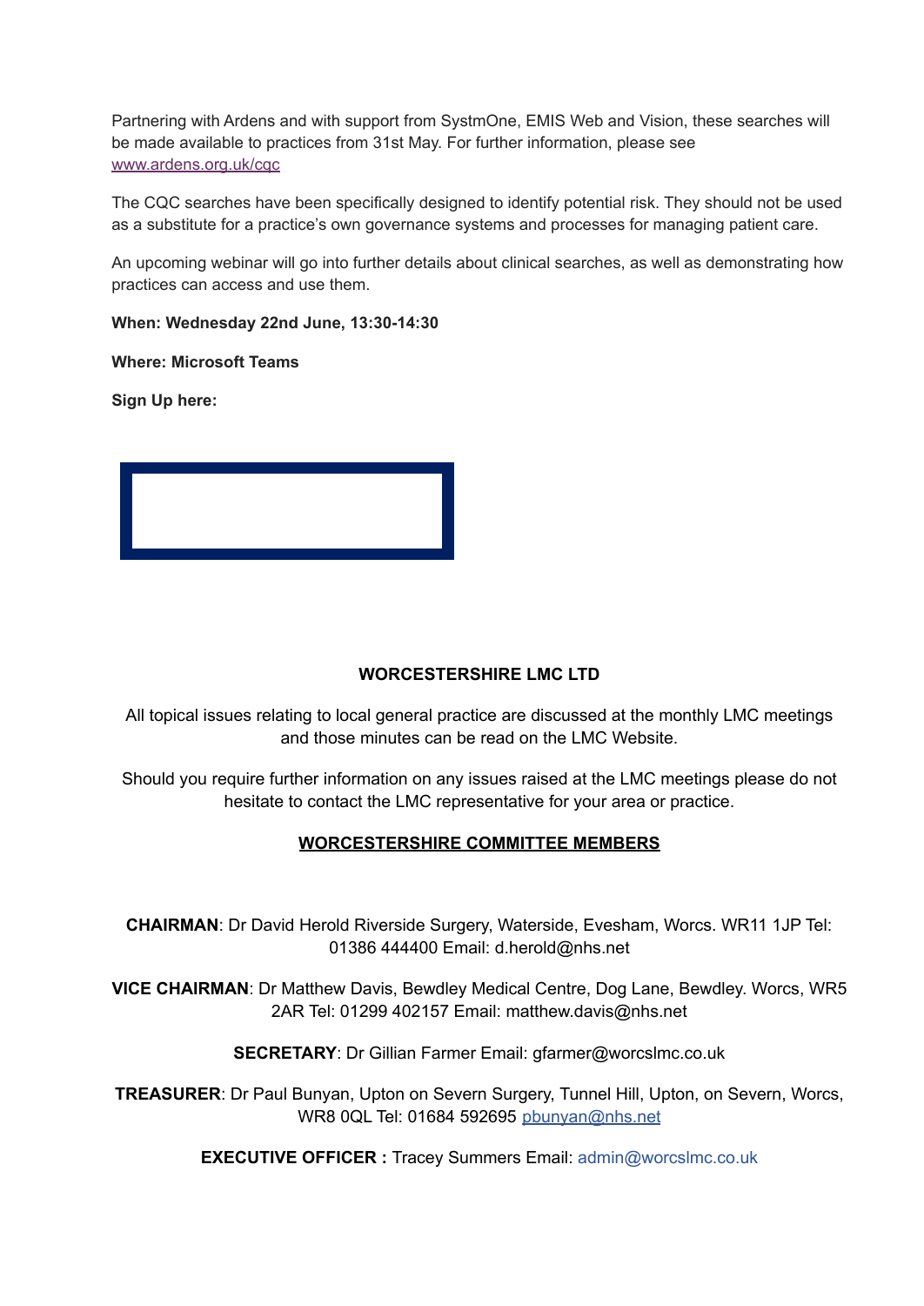Partnering with Ardens and with support from SystmOne, EMIS Web and Vision, these searches will be made available to practices from 31st May. For further information, please see [www.ardens.org.uk/cqc](www.ardens.org.uk/cqc)

The CQC searches have been specifically designed to identify potential risk. They should not be used as a substitute for a practice's own governance systems and processes for managing patient care.

An upcoming webinar will go into further details about clinical searches, as well as demonstrating how practices can access and use them.

**When: Wednesday 22nd June, 13:30-14:30**

**Where: Microsoft Teams**

**Sign Up here:**

**WORCESTERSHIRE LMC LTD**

All topical issues relating to local general practice are discussed at the monthly LMC meetings and those minutes can be read on the LMC Website.

Should you require further information on any issues raised at the LMC meetings please do not hesitate to contact the LMC representative for your area or practice.

**WORCESTERSHIRE COMMITTEE MEMBERS**

**CHAIRMAN**: Dr David Herold Riverside Surgery, Waterside, Evesham, Worcs. WR11 1JP Tel: 01386 444400 Email: d.herold@nhs.net

**VICE CHAIRMAN**: Dr Matthew Davis, Bewdley Medical Centre, Dog Lane, Bewdley. Worcs, WR5 2AR Tel: 01299 402157 Email: matthew.davis@nhs.net

**SECRETARY**: Dr Gillian Farmer Email: gfarmer@worcslmc.co.uk

**TREASURER**: Dr Paul Bunyan, Upton on Severn Surgery, Tunnel Hill, Upton, on Severn, Worcs, WR8 0QL Tel: 01684 592695 pbunyan@nhs.net

**EXECUTIVE OFFICER :** Tracey Summers Email: admin@worcslmc.co.uk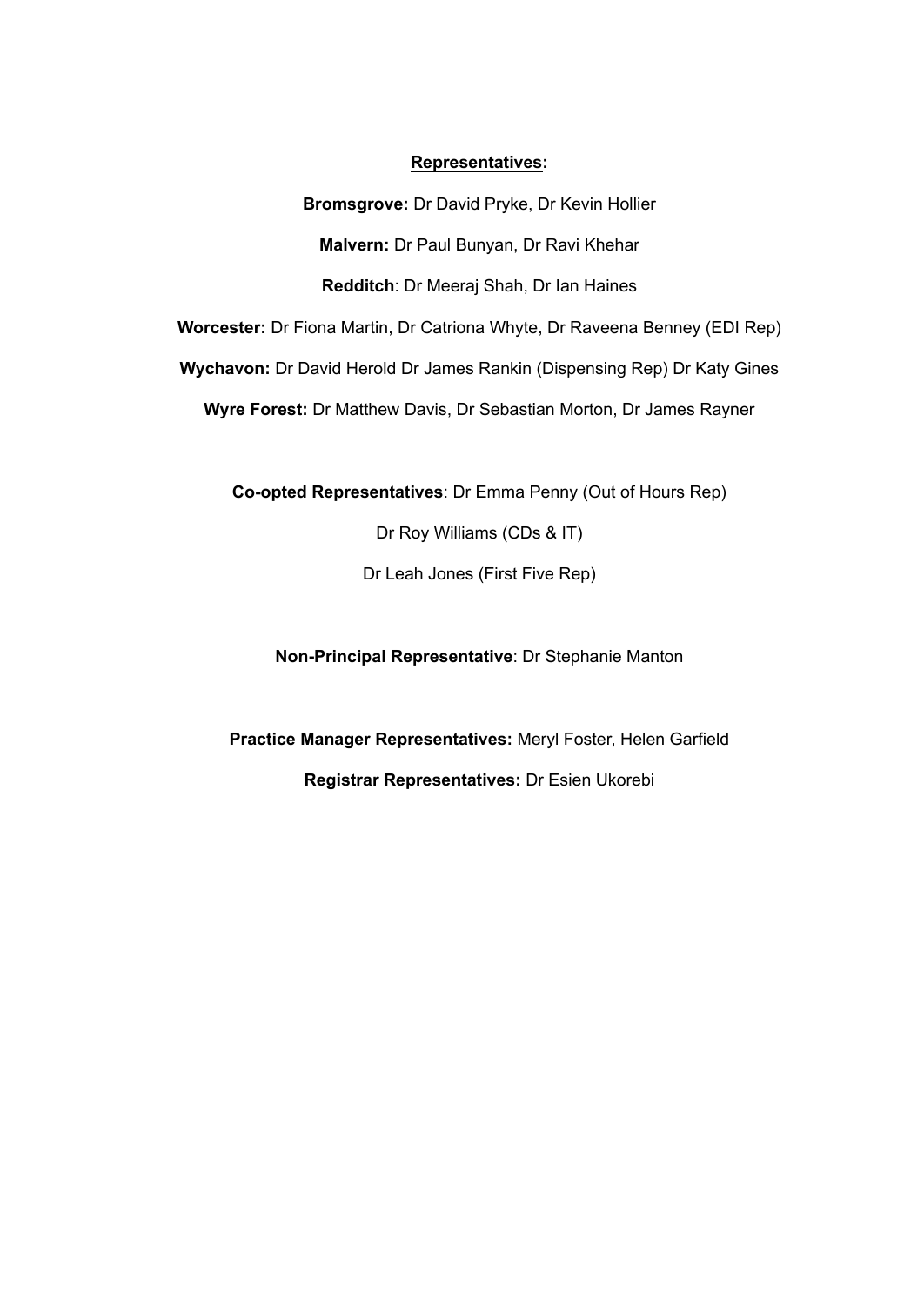**Representatives:**

**Bromsgrove:** Dr David Pryke, Dr Kevin Hollier

**Malvern:** Dr Paul Bunyan, Dr Ravi Khehar

**Redditch**: Dr Meeraj Shah, Dr Ian Haines

**Worcester:** Dr Fiona Martin, Dr Catriona Whyte, Dr Raveena Benney (EDI Rep)

**Wychavon:** Dr David Herold Dr James Rankin (Dispensing Rep) Dr Katy Gines

**Wyre Forest:** Dr Matthew Davis, Dr Sebastian Morton, Dr James Rayner

**Co-opted Representatives**: Dr Emma Penny (Out of Hours Rep)

Dr Roy Williams (CDs & IT)

Dr Leah Jones (First Five Rep)

**Non-Principal Representative**: Dr Stephanie Manton

**Practice Manager Representatives:** Meryl Foster, Helen Garfield

**Registrar Representatives:** Dr Esien Ukorebi